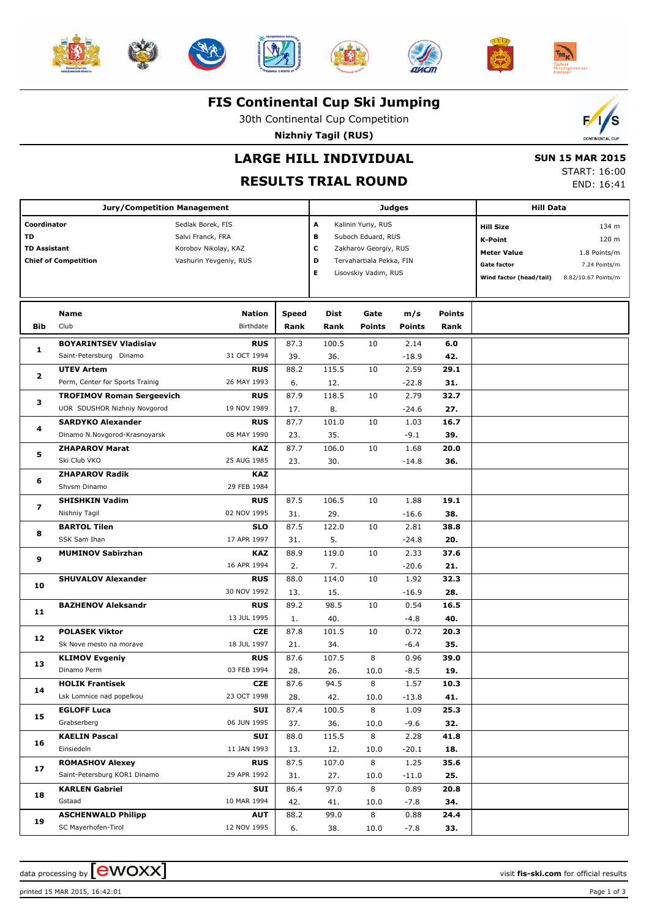# FIS Continental Cup Ski Jumping

30th Continental Cup Competition

**Nizhniy Tagil (RUS)**

## LARGE HILL INDIVIDUAL

## RESULTS TRIAL ROUND

**SUN 15 MAR 2015**

START: 16:00

END: 16:41

| Jury/Competition Management | | Judges | | Hill Data | |
|---|---|---|---|---|---|
| **Coordinator** | Sedlak Borek, FIS | A | Kalinin Yuriy, RUS | **Hill Size** | 134 m |
| **TD** | Salvi Franck, FRA | B | Suboch Eduard, RUS | **K-Point** | 120 m |
| **TD Assistant** | Korobov Nikolay, KAZ | C | Zakharov Georgiy, RUS | **Meter Value** | 1.8 Points/m |
| **Chief of Competition** | Vashurin Yevgeniy, RUS | D | Tervahartiala Pekka, FIN | **Gate factor** | 7.24 Points/m |
| | | E | Lisovskiy Vadim, RUS | **Wind factor (head/tail)** | 8.82/10.67 Points/m |

| Bib | Name / Club | Nation / Birthdate | Speed / Rank | Dist / Rank | Gate / Points | m/s / Points | Points / Rank |
|---|---|---|---|---|---|---|---|
| 1 | **BOYARINTSEV Vladislav** | **RUS** | 87.3 | 100.5 | 10 | 2.14 | **6.0** |
| | Saint-Petersburg Dinamo | 31 OCT 1994 | 39. | 36. | | -18.9 | **42.** |
| 2 | **UTEV Artem** | **RUS** | 88.2 | 115.5 | 10 | 2.59 | **29.1** |
| | Perm, Center for Sports Trainig | 26 MAY 1993 | 6. | 12. | | -22.8 | **31.** |
| 3 | **TROFIMOV Roman Sergeevich** | **RUS** | 87.9 | 118.5 | 10 | 2.79 | **32.7** |
| | UOR SDUSHOR Nizhniy Novgorod | 19 NOV 1989 | 17. | 8. | | -24.6 | **27.** |
| 4 | **SARDYKO Alexander** | **RUS** | 87.7 | 101.0 | 10 | 1.03 | **16.7** |
| | Dinamo N.Novgorod-Krasnoyarsk | 08 MAY 1990 | 23. | 35. | | -9.1 | **39.** |
| 5 | **ZHAPAROV Marat** | **KAZ** | 87.7 | 106.0 | 10 | 1.68 | **20.0** |
| | Ski Club VKO | 25 AUG 1985 | 23. | 30. | | -14.8 | **36.** |
| 6 | **ZHAPAROV Radik** | **KAZ** | | | | | |
| | Shvsm Dinamo | 29 FEB 1984 | | | | | |
| 7 | **SHISHKIN Vadim** | **RUS** | 87.5 | 106.5 | 10 | 1.88 | **19.1** |
| | Nishniy Tagil | 02 NOV 1995 | 31. | 29. | | -16.6 | **38.** |
| 8 | **BARTOL Tilen** | **SLO** | 87.5 | 122.0 | 10 | 2.81 | **38.8** |
| | SSK Sam Ihan | 17 APR 1997 | 31. | 5. | | -24.8 | **20.** |
| 9 | **MUMINOV Sabirzhan** | **KAZ** | 88.9 | 119.0 | 10 | 2.33 | **37.6** |
| | | 16 APR 1994 | 2. | 7. | | -20.6 | **21.** |
| 10 | **SHUVALOV Alexander** | **RUS** | 88.0 | 114.0 | 10 | 1.92 | **32.3** |
| | | 30 NOV 1992 | 13. | 15. | | -16.9 | **28.** |
| 11 | **BAZHENOV Aleksandr** | **RUS** | 89.2 | 98.5 | 10 | 0.54 | **16.5** |
| | | 13 JUL 1995 | 1. | 40. | | -4.8 | **40.** |
| 12 | **POLASEK Viktor** | **CZE** | 87.8 | 101.5 | 10 | 0.72 | **20.3** |
| | Sk Nove mesto na morave | 18 JUL 1997 | 21. | 34. | | -6.4 | **35.** |
| 13 | **KLIMOV Evgeniy** | **RUS** | 87.6 | 107.5 | 8 | 0.96 | **39.0** |
| | Dinamo Perm | 03 FEB 1994 | 28. | 26. | 10.0 | -8.5 | **19.** |
| 14 | **HOLIK Frantisek** | **CZE** | 87.6 | 94.5 | 8 | 1.57 | **10.3** |
| | Lsk Lomnice nad popelkou | 23 OCT 1998 | 28. | 42. | 10.0 | -13.8 | **41.** |
| 15 | **EGLOFF Luca** | **SUI** | 87.4 | 100.5 | 8 | 1.09 | **25.3** |
| | Grabserberg | 06 JUN 1995 | 37. | 36. | 10.0 | -9.6 | **32.** |
| 16 | **KAELIN Pascal** | **SUI** | 88.0 | 115.5 | 8 | 2.28 | **41.8** |
| | Einsiedeln | 11 JAN 1993 | 13. | 12. | 10.0 | -20.1 | **18.** |
| 17 | **ROMASHOV Alexey** | **RUS** | 87.5 | 107.0 | 8 | 1.25 | **35.6** |
| | Saint-Petersburg KOR1 Dinamo | 29 APR 1992 | 31. | 27. | 10.0 | -11.0 | **25.** |
| 18 | **KARLEN Gabriel** | **SUI** | 86.4 | 97.0 | 8 | 0.89 | **20.8** |
| | Gstaad | 10 MAR 1994 | 42. | 41. | 10.0 | -7.8 | **34.** |
| 19 | **ASCHENWALD Philipp** | **AUT** | 88.2 | 99.0 | 8 | 0.88 | **24.4** |
| | SC Mayerhofen-Tirol | 12 NOV 1995 | 6. | 38. | 10.0 | -7.8 | **33.** |

data processing by [ewoxx]

visit fis-ski.com for official results

printed 15 MAR 2015, 16:42:01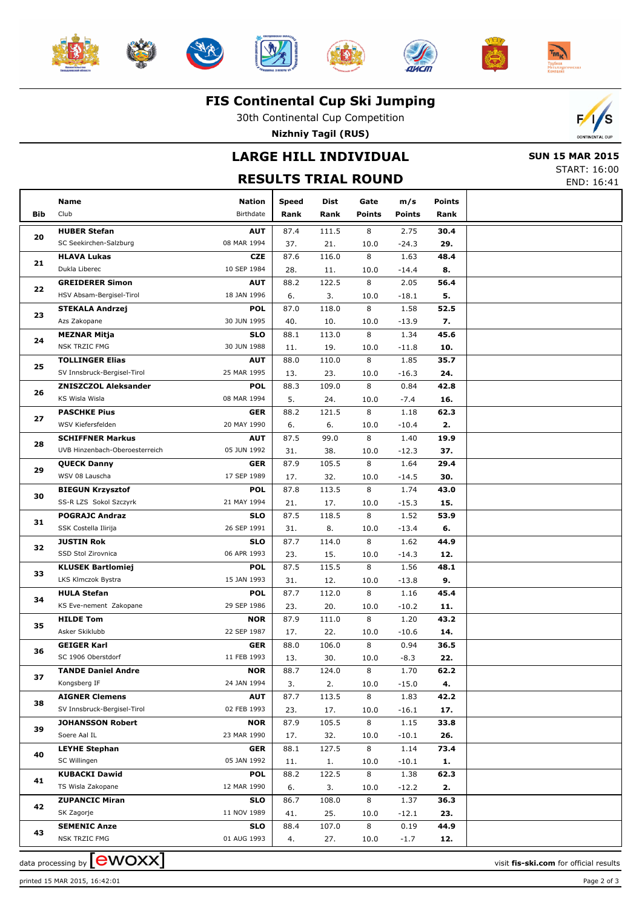# FIS Continental Cup Ski Jumping

30th Continental Cup Competition

**Nizhniy Tagil (RUS)**

## LARGE HILL INDIVIDUAL

## RESULTS TRIAL ROUND

**SUN 15 MAR 2015**

START: 16:00

END: 16:41

| Bib | Name / Club | Nation / Birthdate | Speed / Rank | Dist / Rank | Gate / Points | m/s / Points | Points / Rank |
|---|---|---|---|---|---|---|---|
| 20 | **HUBER Stefan** / SC Seekirchen-Salzburg | **AUT** / 08 MAR 1994 | 87.4 / 37. | 111.5 / 21. | 8 / 10.0 | 2.75 / -24.3 | **30.4** / **29.** |
| 21 | **HLAVA Lukas** / Dukla Liberec | **CZE** / 10 SEP 1984 | 87.6 / 28. | 116.0 / 11. | 8 / 10.0 | 1.63 / -14.4 | **48.4** / **8.** |
| 22 | **GREIDERER Simon** / HSV Absam-Bergisel-Tirol | **AUT** / 18 JAN 1996 | 88.2 / 6. | 122.5 / 3. | 8 / 10.0 | 2.05 / -18.1 | **56.4** / **5.** |
| 23 | **STEKALA Andrzej** / Azs Zakopane | **POL** / 30 JUN 1995 | 87.0 / 40. | 118.0 / 10. | 8 / 10.0 | 1.58 / -13.9 | **52.5** / **7.** |
| 24 | **MEZNAR Mitja** / NSK TRZIC FMG | **SLO** / 30 JUN 1988 | 88.1 / 11. | 113.0 / 19. | 8 / 10.0 | 1.34 / -11.8 | **45.6** / **10.** |
| 25 | **TOLLINGER Elias** / SV Innsbruck-Bergisel-Tirol | **AUT** / 25 MAR 1995 | 88.0 / 13. | 110.0 / 23. | 8 / 10.0 | 1.85 / -16.3 | **35.7** / **24.** |
| 26 | **ZNISZCZOL Aleksander** / KS Wisla Wisla | **POL** / 08 MAR 1994 | 88.3 / 5. | 109.0 / 24. | 8 / 10.0 | 0.84 / -7.4 | **42.8** / **16.** |
| 27 | **PASCHKE Pius** / WSV Kiefersfelden | **GER** / 20 MAY 1990 | 88.2 / 6. | 121.5 / 6. | 8 / 10.0 | 1.18 / -10.4 | **62.3** / **2.** |
| 28 | **SCHIFFNER Markus** / UVB Hinzenbach-Oberoesterreich | **AUT** / 05 JUN 1992 | 87.5 / 31. | 99.0 / 38. | 8 / 10.0 | 1.40 / -12.3 | **19.9** / **37.** |
| 29 | **QUECK Danny** / WSV 08 Lauscha | **GER** / 17 SEP 1989 | 87.9 / 17. | 105.5 / 32. | 8 / 10.0 | 1.64 / -14.5 | **29.4** / **30.** |
| 30 | **BIEGUN Krzysztof** / SS-R LZS Sokol Szczyrk | **POL** / 21 MAY 1994 | 87.8 / 21. | 113.5 / 17. | 8 / 10.0 | 1.74 / -15.3 | **43.0** / **15.** |
| 31 | **POGRAJC Andraz** / SSK Costella Ilirija | **SLO** / 26 SEP 1991 | 87.5 / 31. | 118.5 / 8. | 8 / 10.0 | 1.52 / -13.4 | **53.9** / **6.** |
| 32 | **JUSTIN Rok** / SSD Stol Zirovnica | **SLO** / 06 APR 1993 | 87.7 / 23. | 114.0 / 15. | 8 / 10.0 | 1.62 / -14.3 | **44.9** / **12.** |
| 33 | **KLUSEK Bartlomiej** / LKS Klmczok Bystra | **POL** / 15 JAN 1993 | 87.5 / 31. | 115.5 / 12. | 8 / 10.0 | 1.56 / -13.8 | **48.1** / **9.** |
| 34 | **HULA Stefan** / KS Eve-nement Zakopane | **POL** / 29 SEP 1986 | 87.7 / 23. | 112.0 / 20. | 8 / 10.0 | 1.16 / -10.2 | **45.4** / **11.** |
| 35 | **HILDE Tom** / Asker Skiklubb | **NOR** / 22 SEP 1987 | 87.9 / 17. | 111.0 / 22. | 8 / 10.0 | 1.20 / -10.6 | **43.2** / **14.** |
| 36 | **GEIGER Karl** / SC 1906 Oberstdorf | **GER** / 11 FEB 1993 | 88.0 / 13. | 106.0 / 30. | 8 / 10.0 | 0.94 / -8.3 | **36.5** / **22.** |
| 37 | **TANDE Daniel Andre** / Kongsberg IF | **NOR** / 24 JAN 1994 | 88.7 / 3. | 124.0 / 2. | 8 / 10.0 | 1.70 / -15.0 | **62.2** / **4.** |
| 38 | **AIGNER Clemens** / SV Innsbruck-Bergisel-Tirol | **AUT** / 02 FEB 1993 | 87.7 / 23. | 113.5 / 17. | 8 / 10.0 | 1.83 / -16.1 | **42.2** / **17.** |
| 39 | **JOHANSSON Robert** / Soere Aal IL | **NOR** / 23 MAR 1990 | 87.9 / 17. | 105.5 / 32. | 8 / 10.0 | 1.15 / -10.1 | **33.8** / **26.** |
| 40 | **LEYHE Stephan** / SC Willingen | **GER** / 05 JAN 1992 | 88.1 / 11. | 127.5 / 1. | 8 / 10.0 | 1.14 / -10.1 | **73.4** / **1.** |
| 41 | **KUBACKI Dawid** / TS Wisla Zakopane | **POL** / 12 MAR 1990 | 88.2 / 6. | 122.5 / 3. | 8 / 10.0 | 1.38 / -12.2 | **62.3** / **2.** |
| 42 | **ZUPANCIC Miran** / SK Zagorje | **SLO** / 11 NOV 1989 | 86.7 / 41. | 108.0 / 25. | 8 / 10.0 | 1.37 / -12.1 | **36.3** / **23.** |
| 43 | **SEMENIC Anze** / NSK TRZIC FMG | **SLO** / 01 AUG 1993 | 88.4 / 4. | 107.0 / 27. | 8 / 10.0 | 0.19 / -1.7 | **44.9** / **12.** |

data processing by ewoxx

visit **fis-ski.com** for official results

printed 15 MAR 2015, 16:42:01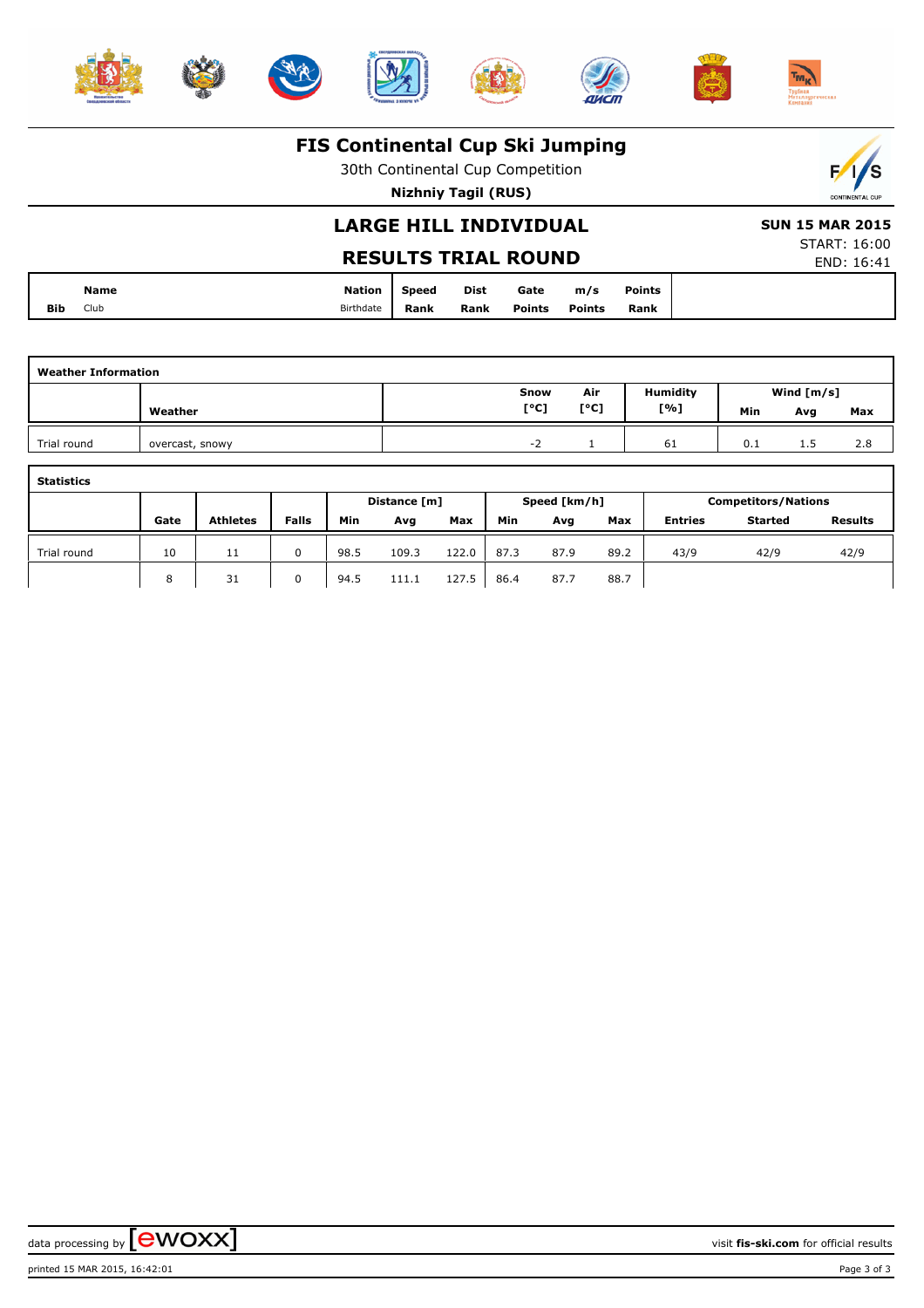# FIS Continental Cup Ski Jumping

30th Continental Cup Competition

**Nizhniy Tagil (RUS)**

## LARGE HILL INDIVIDUAL

**SUN 15 MAR 2015**

START: 16:00

END: 16:41

## RESULTS TRIAL ROUND

| Bib | Name / Club | Nation / Birthdate | Speed / Rank | Dist / Rank | Gate / Points | m/s / Points | Points / Rank |
|---|---|---|---|---|---|---|---|

**Weather Information**

| | Weather | Snow [°C] | Air [°C] | Humidity [%] | Wind [m/s] Min | Avg | Max |
|---|---|---|---|---|---|---|---|
| Trial round | overcast, snowy | -2 | 1 | 61 | 0.1 | 1.5 | 2.8 |

**Statistics**

| | Gate | Athletes | Falls | Distance [m] Min | Avg | Max | Speed [km/h] Min | Avg | Max | Competitors/Nations Entries | Started | Results |
|---|---|---|---|---|---|---|---|---|---|---|---|---|
| Trial round | 10 | 11 | 0 | 98.5 | 109.3 | 122.0 | 87.3 | 87.9 | 89.2 | 43/9 | 42/9 | 42/9 |
| | 8 | 31 | 0 | 94.5 | 111.1 | 127.5 | 86.4 | 87.7 | 88.7 | | | |

data processing by [ewoxx]

visit **fis-ski.com** for official results

printed 15 MAR 2015, 16:42:01